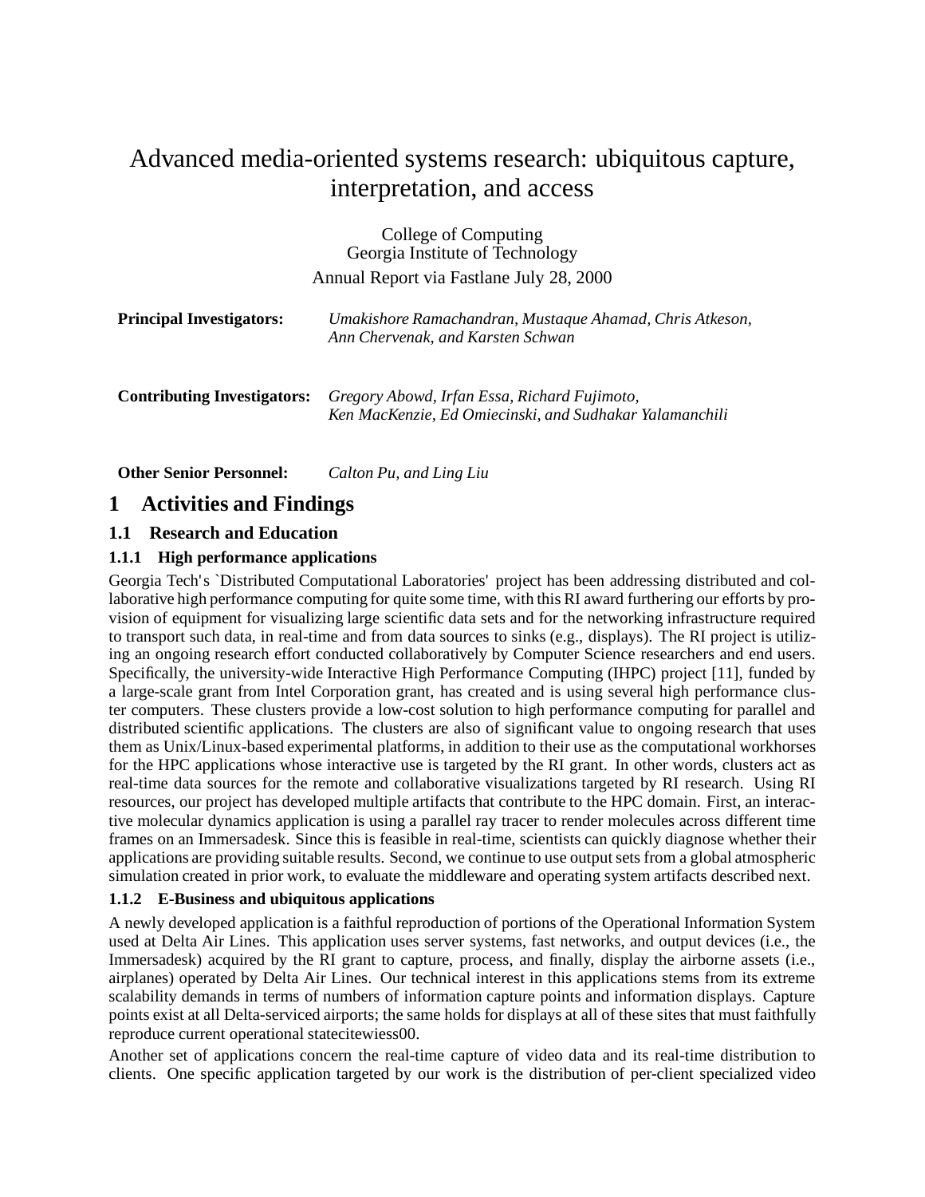# Advanced media-oriented systems research: ubiquitous capture, interpretation, and access

College of Computing
Georgia Institute of Technology

Annual Report via Fastlane July 28, 2000

**Principal Investigators:** *Umakishore Ramachandran, Mustaque Ahamad, Chris Atkeson, Ann Chervenak, and Karsten Schwan*

**Contributing Investigators:** *Gregory Abowd, Irfan Essa, Richard Fujimoto, Ken MacKenzie, Ed Omiecinski, and Sudhakar Yalamanchili*

**Other Senior Personnel:** *Calton Pu, and Ling Liu*

## 1 Activities and Findings

### 1.1 Research and Education

#### 1.1.1 High performance applications

Georgia Tech's `Distributed Computational Laboratories' project has been addressing distributed and collaborative high performance computing for quite some time, with this RI award furthering our efforts by provision of equipment for visualizing large scientific data sets and for the networking infrastructure required to transport such data, in real-time and from data sources to sinks (e.g., displays). The RI project is utilizing an ongoing research effort conducted collaboratively by Computer Science researchers and end users. Specifically, the university-wide Interactive High Performance Computing (IHPC) project [11], funded by a large-scale grant from Intel Corporation grant, has created and is using several high performance cluster computers. These clusters provide a low-cost solution to high performance computing for parallel and distributed scientific applications. The clusters are also of significant value to ongoing research that uses them as Unix/Linux-based experimental platforms, in addition to their use as the computational workhorses for the HPC applications whose interactive use is targeted by the RI grant. In other words, clusters act as real-time data sources for the remote and collaborative visualizations targeted by RI research. Using RI resources, our project has developed multiple artifacts that contribute to the HPC domain. First, an interactive molecular dynamics application is using a parallel ray tracer to render molecules across different time frames on an Immersadesk. Since this is feasible in real-time, scientists can quickly diagnose whether their applications are providing suitable results. Second, we continue to use output sets from a global atmospheric simulation created in prior work, to evaluate the middleware and operating system artifacts described next.

#### 1.1.2 E-Business and ubiquitous applications

A newly developed application is a faithful reproduction of portions of the Operational Information System used at Delta Air Lines. This application uses server systems, fast networks, and output devices (i.e., the Immersadesk) acquired by the RI grant to capture, process, and finally, display the airborne assets (i.e., airplanes) operated by Delta Air Lines. Our technical interest in this applications stems from its extreme scalability demands in terms of numbers of information capture points and information displays. Capture points exist at all Delta-serviced airports; the same holds for displays at all of these sites that must faithfully reproduce current operational statecitewiess00.

Another set of applications concern the real-time capture of video data and its real-time distribution to clients. One specific application targeted by our work is the distribution of per-client specialized video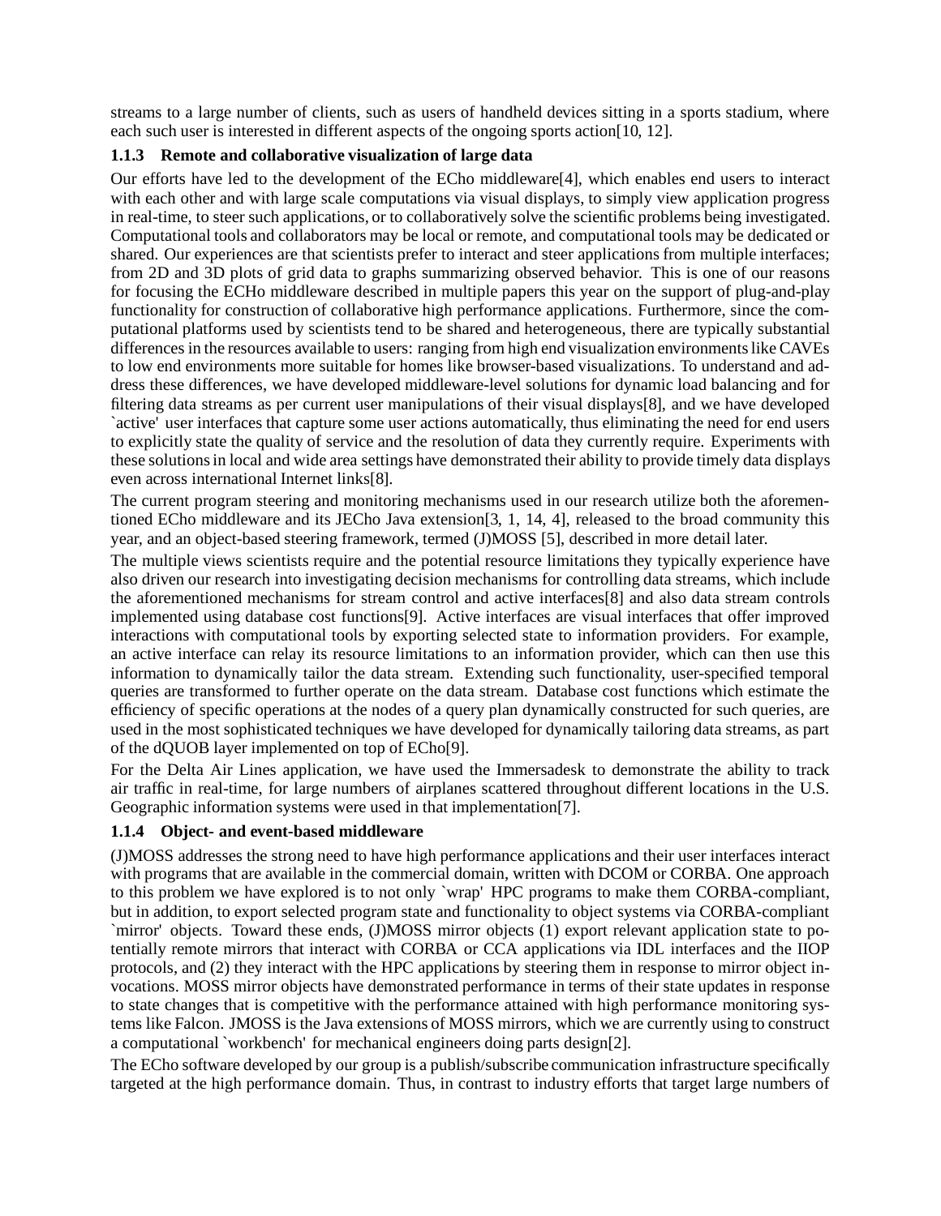streams to a large number of clients, such as users of handheld devices sitting in a sports stadium, where each such user is interested in different aspects of the ongoing sports action[10, 12].

### 1.1.3 Remote and collaborative visualization of large data

Our efforts have led to the development of the ECho middleware[4], which enables end users to interact with each other and with large scale computations via visual displays, to simply view application progress in real-time, to steer such applications, or to collaboratively solve the scientific problems being investigated. Computational tools and collaborators may be local or remote, and computational tools may be dedicated or shared. Our experiences are that scientists prefer to interact and steer applications from multiple interfaces; from 2D and 3D plots of grid data to graphs summarizing observed behavior. This is one of our reasons for focusing the ECHo middleware described in multiple papers this year on the support of plug-and-play functionality for construction of collaborative high performance applications. Furthermore, since the computational platforms used by scientists tend to be shared and heterogeneous, there are typically substantial differences in the resources available to users: ranging from high end visualization environments like CAVEs to low end environments more suitable for homes like browser-based visualizations. To understand and address these differences, we have developed middleware-level solutions for dynamic load balancing and for filtering data streams as per current user manipulations of their visual displays[8], and we have developed `active' user interfaces that capture some user actions automatically, thus eliminating the need for end users to explicitly state the quality of service and the resolution of data they currently require. Experiments with these solutions in local and wide area settings have demonstrated their ability to provide timely data displays even across international Internet links[8].

The current program steering and monitoring mechanisms used in our research utilize both the aforementioned ECho middleware and its JECho Java extension[3, 1, 14, 4], released to the broad community this year, and an object-based steering framework, termed (J)MOSS [5], described in more detail later.

The multiple views scientists require and the potential resource limitations they typically experience have also driven our research into investigating decision mechanisms for controlling data streams, which include the aforementioned mechanisms for stream control and active interfaces[8] and also data stream controls implemented using database cost functions[9]. Active interfaces are visual interfaces that offer improved interactions with computational tools by exporting selected state to information providers. For example, an active interface can relay its resource limitations to an information provider, which can then use this information to dynamically tailor the data stream. Extending such functionality, user-specified temporal queries are transformed to further operate on the data stream. Database cost functions which estimate the efficiency of specific operations at the nodes of a query plan dynamically constructed for such queries, are used in the most sophisticated techniques we have developed for dynamically tailoring data streams, as part of the dQUOB layer implemented on top of ECho[9].

For the Delta Air Lines application, we have used the Immersadesk to demonstrate the ability to track air traffic in real-time, for large numbers of airplanes scattered throughout different locations in the U.S. Geographic information systems were used in that implementation[7].

### 1.1.4 Object- and event-based middleware

(J)MOSS addresses the strong need to have high performance applications and their user interfaces interact with programs that are available in the commercial domain, written with DCOM or CORBA. One approach to this problem we have explored is to not only `wrap' HPC programs to make them CORBA-compliant, but in addition, to export selected program state and functionality to object systems via CORBA-compliant `mirror' objects. Toward these ends, (J)MOSS mirror objects (1) export relevant application state to potentially remote mirrors that interact with CORBA or CCA applications via IDL interfaces and the IIOP protocols, and (2) they interact with the HPC applications by steering them in response to mirror object invocations. MOSS mirror objects have demonstrated performance in terms of their state updates in response to state changes that is competitive with the performance attained with high performance monitoring systems like Falcon. JMOSS is the Java extensions of MOSS mirrors, which we are currently using to construct a computational `workbench' for mechanical engineers doing parts design[2].

The ECho software developed by our group is a publish/subscribe communication infrastructure specifically targeted at the high performance domain. Thus, in contrast to industry efforts that target large numbers of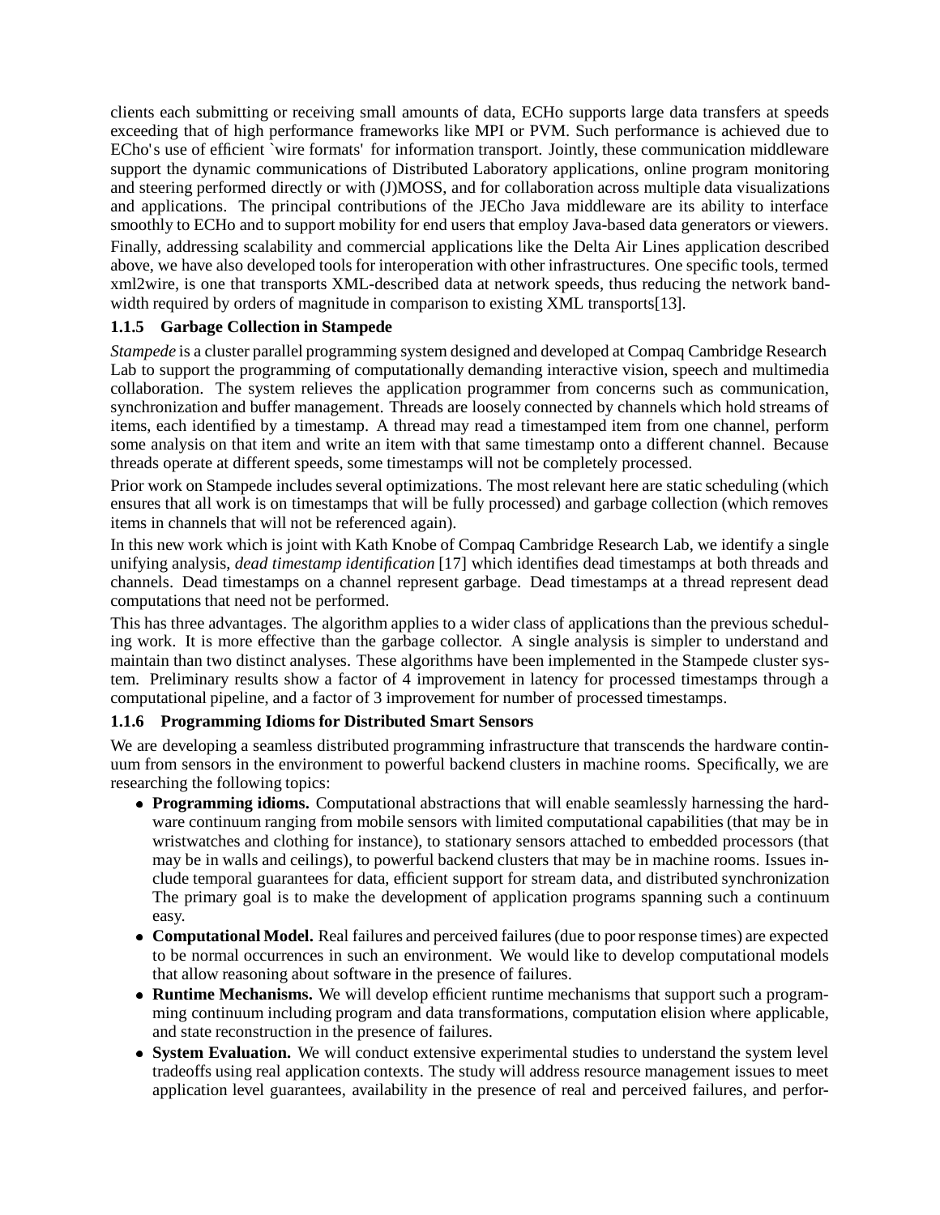clients each submitting or receiving small amounts of data, ECHo supports large data transfers at speeds exceeding that of high performance frameworks like MPI or PVM. Such performance is achieved due to ECho's use of efficient `wire formats' for information transport. Jointly, these communication middleware support the dynamic communications of Distributed Laboratory applications, online program monitoring and steering performed directly or with (J)MOSS, and for collaboration across multiple data visualizations and applications. The principal contributions of the JECho Java middleware are its ability to interface smoothly to ECHo and to support mobility for end users that employ Java-based data generators or viewers.

Finally, addressing scalability and commercial applications like the Delta Air Lines application described above, we have also developed tools for interoperation with other infrastructures. One specific tools, termed xml2wire, is one that transports XML-described data at network speeds, thus reducing the network bandwidth required by orders of magnitude in comparison to existing XML transports[13].

### 1.1.5 Garbage Collection in Stampede

*Stampede* is a cluster parallel programming system designed and developed at Compaq Cambridge Research Lab to support the programming of computationally demanding interactive vision, speech and multimedia collaboration. The system relieves the application programmer from concerns such as communication, synchronization and buffer management. Threads are loosely connected by channels which hold streams of items, each identified by a timestamp. A thread may read a timestamped item from one channel, perform some analysis on that item and write an item with that same timestamp onto a different channel. Because threads operate at different speeds, some timestamps will not be completely processed.

Prior work on Stampede includes several optimizations. The most relevant here are static scheduling (which ensures that all work is on timestamps that will be fully processed) and garbage collection (which removes items in channels that will not be referenced again).

In this new work which is joint with Kath Knobe of Compaq Cambridge Research Lab, we identify a single unifying analysis, *dead timestamp identification* [17] which identifies dead timestamps at both threads and channels. Dead timestamps on a channel represent garbage. Dead timestamps at a thread represent dead computations that need not be performed.

This has three advantages. The algorithm applies to a wider class of applications than the previous scheduling work. It is more effective than the garbage collector. A single analysis is simpler to understand and maintain than two distinct analyses. These algorithms have been implemented in the Stampede cluster system. Preliminary results show a factor of 4 improvement in latency for processed timestamps through a computational pipeline, and a factor of 3 improvement for number of processed timestamps.

### 1.1.6 Programming Idioms for Distributed Smart Sensors

We are developing a seamless distributed programming infrastructure that transcends the hardware continuum from sensors in the environment to powerful backend clusters in machine rooms. Specifically, we are researching the following topics:

- **Programming idioms.** Computational abstractions that will enable seamlessly harnessing the hardware continuum ranging from mobile sensors with limited computational capabilities (that may be in wristwatches and clothing for instance), to stationary sensors attached to embedded processors (that may be in walls and ceilings), to powerful backend clusters that may be in machine rooms. Issues include temporal guarantees for data, efficient support for stream data, and distributed synchronization The primary goal is to make the development of application programs spanning such a continuum easy.
- **Computational Model.** Real failures and perceived failures (due to poor response times) are expected to be normal occurrences in such an environment. We would like to develop computational models that allow reasoning about software in the presence of failures.
- **Runtime Mechanisms.** We will develop efficient runtime mechanisms that support such a programming continuum including program and data transformations, computation elision where applicable, and state reconstruction in the presence of failures.
- **System Evaluation.** We will conduct extensive experimental studies to understand the system level tradeoffs using real application contexts. The study will address resource management issues to meet application level guarantees, availability in the presence of real and perceived failures, and perfor-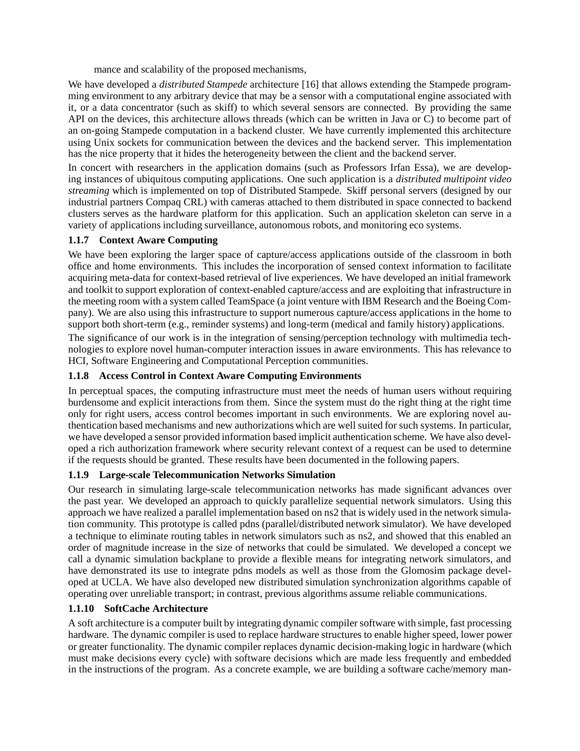mance and scalability of the proposed mechanisms,

We have developed a *distributed Stampede* architecture [16] that allows extending the Stampede programming environment to any arbitrary device that may be a sensor with a computational engine associated with it, or a data concentrator (such as skiff) to which several sensors are connected. By providing the same API on the devices, this architecture allows threads (which can be written in Java or C) to become part of an on-going Stampede computation in a backend cluster. We have currently implemented this architecture using Unix sockets for communication between the devices and the backend server. This implementation has the nice property that it hides the heterogeneity between the client and the backend server.

In concert with researchers in the application domains (such as Professors Irfan Essa), we are developing instances of ubiquitous computing applications. One such application is a *distributed multipoint video streaming* which is implemented on top of Distributed Stampede. Skiff personal servers (designed by our industrial partners Compaq CRL) with cameras attached to them distributed in space connected to backend clusters serves as the hardware platform for this application. Such an application skeleton can serve in a variety of applications including surveillance, autonomous robots, and monitoring eco systems.

### 1.1.7 Context Aware Computing

We have been exploring the larger space of capture/access applications outside of the classroom in both office and home environments. This includes the incorporation of sensed context information to facilitate acquiring meta-data for context-based retrieval of live experiences. We have developed an initial framework and toolkit to support exploration of context-enabled capture/access and are exploiting that infrastructure in the meeting room with a system called TeamSpace (a joint venture with IBM Research and the Boeing Company). We are also using this infrastructure to support numerous capture/access applications in the home to support both short-term (e.g., reminder systems) and long-term (medical and family history) applications.

The significance of our work is in the integration of sensing/perception technology with multimedia technologies to explore novel human-computer interaction issues in aware environments. This has relevance to HCI, Software Engineering and Computational Perception communities.

### 1.1.8 Access Control in Context Aware Computing Environments

In perceptual spaces, the computing infrastructure must meet the needs of human users without requiring burdensome and explicit interactions from them. Since the system must do the right thing at the right time only for right users, access control becomes important in such environments. We are exploring novel authentication based mechanisms and new authorizations which are well suited for such systems. In particular, we have developed a sensor provided information based implicit authentication scheme. We have also developed a rich authorization framework where security relevant context of a request can be used to determine if the requests should be granted. These results have been documented in the following papers.

### 1.1.9 Large-scale Telecommunication Networks Simulation

Our research in simulating large-scale telecommunication networks has made significant advances over the past year. We developed an approach to quickly parallelize sequential network simulators. Using this approach we have realized a parallel implementation based on ns2 that is widely used in the network simulation community. This prototype is called pdns (parallel/distributed network simulator). We have developed a technique to eliminate routing tables in network simulators such as ns2, and showed that this enabled an order of magnitude increase in the size of networks that could be simulated. We developed a concept we call a dynamic simulation backplane to provide a flexible means for integrating network simulators, and have demonstrated its use to integrate pdns models as well as those from the Glomosim package developed at UCLA. We have also developed new distributed simulation synchronization algorithms capable of operating over unreliable transport; in contrast, previous algorithms assume reliable communications.

### 1.1.10 SoftCache Architecture

A soft architecture is a computer built by integrating dynamic compiler software with simple, fast processing hardware. The dynamic compiler is used to replace hardware structures to enable higher speed, lower power or greater functionality. The dynamic compiler replaces dynamic decision-making logic in hardware (which must make decisions every cycle) with software decisions which are made less frequently and embedded in the instructions of the program. As a concrete example, we are building a software cache/memory man-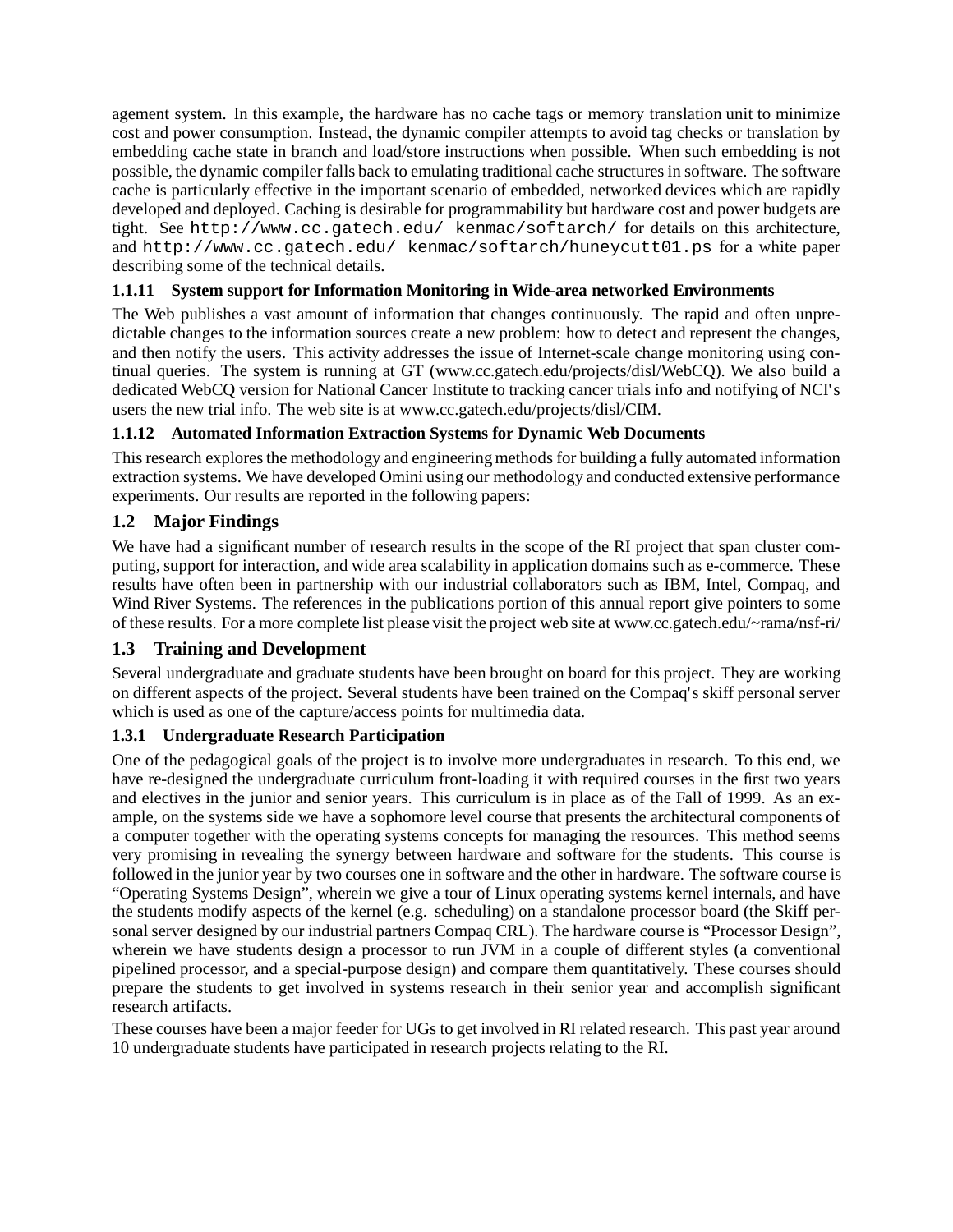agement system. In this example, the hardware has no cache tags or memory translation unit to minimize cost and power consumption. Instead, the dynamic compiler attempts to avoid tag checks or translation by embedding cache state in branch and load/store instructions when possible. When such embedding is not possible, the dynamic compiler falls back to emulating traditional cache structures in software. The software cache is particularly effective in the important scenario of embedded, networked devices which are rapidly developed and deployed. Caching is desirable for programmability but hardware cost and power budgets are tight. See `http://www.cc.gatech.edu/ kenmac/softarch/` for details on this architecture, and `http://www.cc.gatech.edu/ kenmac/softarch/huneycutt01.ps` for a white paper describing some of the technical details.

#### 1.1.11 System support for Information Monitoring in Wide-area networked Environments

The Web publishes a vast amount of information that changes continuously. The rapid and often unpredictable changes to the information sources create a new problem: how to detect and represent the changes, and then notify the users. This activity addresses the issue of Internet-scale change monitoring using continual queries. The system is running at GT (www.cc.gatech.edu/projects/disl/WebCQ). We also build a dedicated WebCQ version for National Cancer Institute to tracking cancer trials info and notifying of NCI's users the new trial info. The web site is at www.cc.gatech.edu/projects/disl/CIM.

#### 1.1.12 Automated Information Extraction Systems for Dynamic Web Documents

This research explores the methodology and engineering methods for building a fully automated information extraction systems. We have developed Omini using our methodology and conducted extensive performance experiments. Our results are reported in the following papers:

### 1.2 Major Findings

We have had a significant number of research results in the scope of the RI project that span cluster computing, support for interaction, and wide area scalability in application domains such as e-commerce. These results have often been in partnership with our industrial collaborators such as IBM, Intel, Compaq, and Wind River Systems. The references in the publications portion of this annual report give pointers to some of these results. For a more complete list please visit the project web site at www.cc.gatech.edu/~rama/nsf-ri/

### 1.3 Training and Development

Several undergraduate and graduate students have been brought on board for this project. They are working on different aspects of the project. Several students have been trained on the Compaq's skiff personal server which is used as one of the capture/access points for multimedia data.

#### 1.3.1 Undergraduate Research Participation

One of the pedagogical goals of the project is to involve more undergraduates in research. To this end, we have re-designed the undergraduate curriculum front-loading it with required courses in the first two years and electives in the junior and senior years. This curriculum is in place as of the Fall of 1999. As an example, on the systems side we have a sophomore level course that presents the architectural components of a computer together with the operating systems concepts for managing the resources. This method seems very promising in revealing the synergy between hardware and software for the students. This course is followed in the junior year by two courses one in software and the other in hardware. The software course is "Operating Systems Design", wherein we give a tour of Linux operating systems kernel internals, and have the students modify aspects of the kernel (e.g. scheduling) on a standalone processor board (the Skiff personal server designed by our industrial partners Compaq CRL). The hardware course is "Processor Design", wherein we have students design a processor to run JVM in a couple of different styles (a conventional pipelined processor, and a special-purpose design) and compare them quantitatively. These courses should prepare the students to get involved in systems research in their senior year and accomplish significant research artifacts.

These courses have been a major feeder for UGs to get involved in RI related research. This past year around 10 undergraduate students have participated in research projects relating to the RI.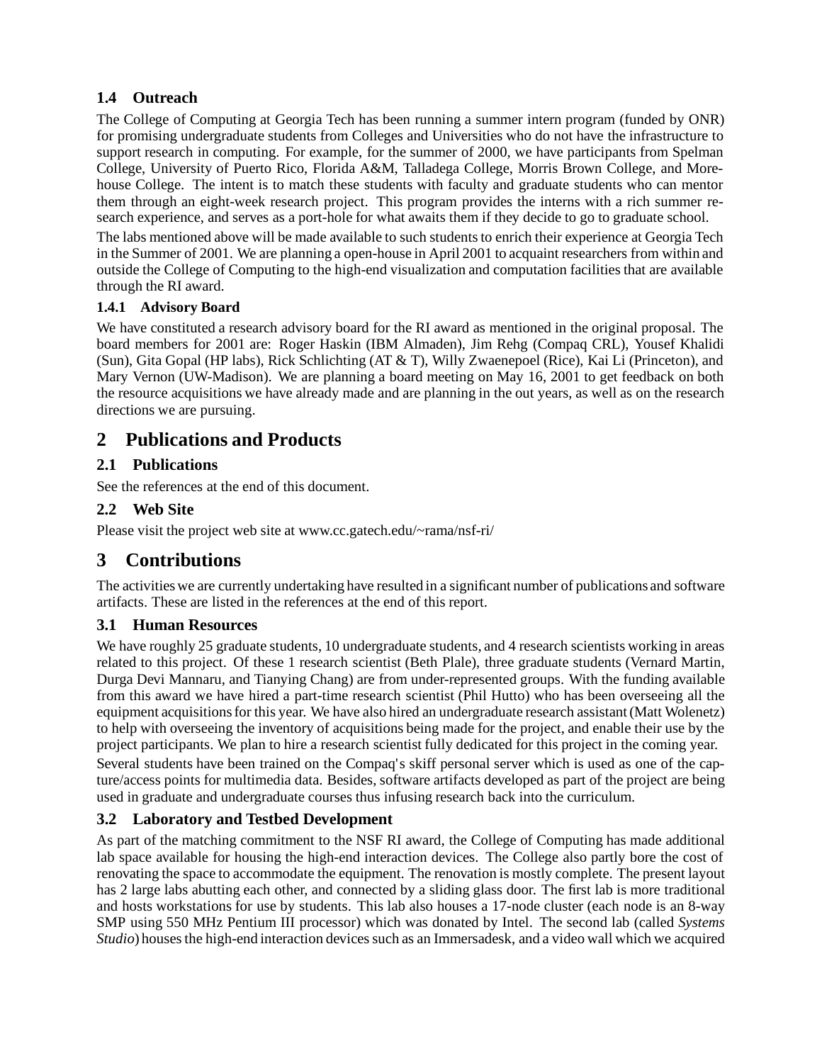### 1.4 Outreach

The College of Computing at Georgia Tech has been running a summer intern program (funded by ONR) for promising undergraduate students from Colleges and Universities who do not have the infrastructure to support research in computing. For example, for the summer of 2000, we have participants from Spelman College, University of Puerto Rico, Florida A&M, Talladega College, Morris Brown College, and Morehouse College. The intent is to match these students with faculty and graduate students who can mentor them through an eight-week research project. This program provides the interns with a rich summer research experience, and serves as a port-hole for what awaits them if they decide to go to graduate school.

The labs mentioned above will be made available to such students to enrich their experience at Georgia Tech in the Summer of 2001. We are planning a open-house in April 2001 to acquaint researchers from within and outside the College of Computing to the high-end visualization and computation facilities that are available through the RI award.

#### 1.4.1 Advisory Board

We have constituted a research advisory board for the RI award as mentioned in the original proposal. The board members for 2001 are: Roger Haskin (IBM Almaden), Jim Rehg (Compaq CRL), Yousef Khalidi (Sun), Gita Gopal (HP labs), Rick Schlichting (AT & T), Willy Zwaenepoel (Rice), Kai Li (Princeton), and Mary Vernon (UW-Madison). We are planning a board meeting on May 16, 2001 to get feedback on both the resource acquisitions we have already made and are planning in the out years, as well as on the research directions we are pursuing.

## 2 Publications and Products

### 2.1 Publications

See the references at the end of this document.

### 2.2 Web Site

Please visit the project web site at www.cc.gatech.edu/~rama/nsf-ri/

## 3 Contributions

The activities we are currently undertaking have resulted in a significant number of publications and software artifacts. These are listed in the references at the end of this report.

### 3.1 Human Resources

We have roughly 25 graduate students, 10 undergraduate students, and 4 research scientists working in areas related to this project. Of these 1 research scientist (Beth Plale), three graduate students (Vernard Martin, Durga Devi Mannaru, and Tianying Chang) are from under-represented groups. With the funding available from this award we have hired a part-time research scientist (Phil Hutto) who has been overseeing all the equipment acquisitions for this year. We have also hired an undergraduate research assistant (Matt Wolenetz) to help with overseeing the inventory of acquisitions being made for the project, and enable their use by the project participants. We plan to hire a research scientist fully dedicated for this project in the coming year.

Several students have been trained on the Compaq's skiff personal server which is used as one of the capture/access points for multimedia data. Besides, software artifacts developed as part of the project are being used in graduate and undergraduate courses thus infusing research back into the curriculum.

### 3.2 Laboratory and Testbed Development

As part of the matching commitment to the NSF RI award, the College of Computing has made additional lab space available for housing the high-end interaction devices. The College also partly bore the cost of renovating the space to accommodate the equipment. The renovation is mostly complete. The present layout has 2 large labs abutting each other, and connected by a sliding glass door. The first lab is more traditional and hosts workstations for use by students. This lab also houses a 17-node cluster (each node is an 8-way SMP using 550 MHz Pentium III processor) which was donated by Intel. The second lab (called *Systems Studio*) houses the high-end interaction devices such as an Immersadesk, and a video wall which we acquired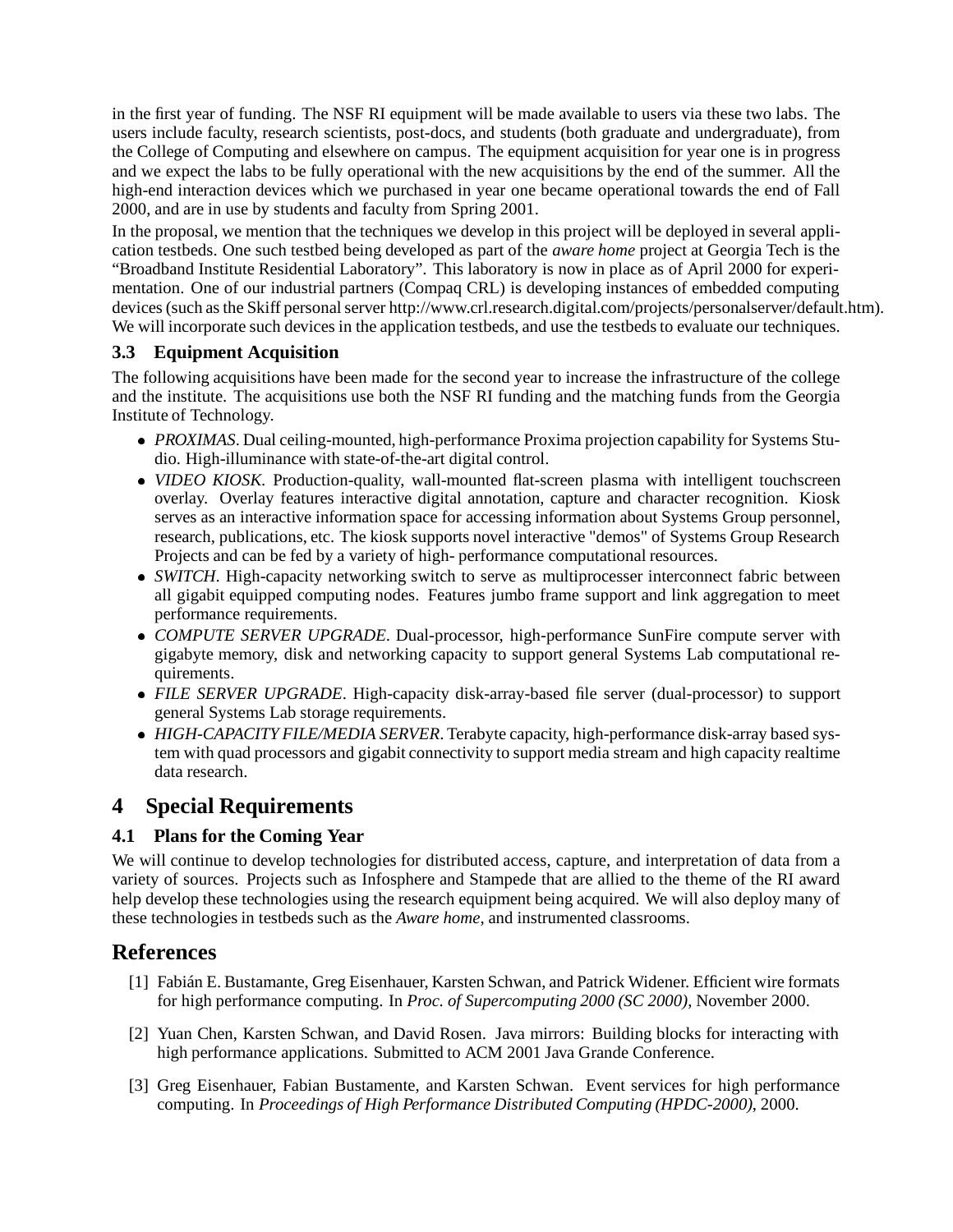in the first year of funding. The NSF RI equipment will be made available to users via these two labs. The users include faculty, research scientists, post-docs, and students (both graduate and undergraduate), from the College of Computing and elsewhere on campus. The equipment acquisition for year one is in progress and we expect the labs to be fully operational with the new acquisitions by the end of the summer. All the high-end interaction devices which we purchased in year one became operational towards the end of Fall 2000, and are in use by students and faculty from Spring 2001.

In the proposal, we mention that the techniques we develop in this project will be deployed in several application testbeds. One such testbed being developed as part of the *aware home* project at Georgia Tech is the "Broadband Institute Residential Laboratory". This laboratory is now in place as of April 2000 for experimentation. One of our industrial partners (Compaq CRL) is developing instances of embedded computing devices (such as the Skiff personal server http://www.crl.research.digital.com/projects/personalserver/default.htm). We will incorporate such devices in the application testbeds, and use the testbeds to evaluate our techniques.

### 3.3 Equipment Acquisition

The following acquisitions have been made for the second year to increase the infrastructure of the college and the institute. The acquisitions use both the NSF RI funding and the matching funds from the Georgia Institute of Technology.

- *PROXIMAS*. Dual ceiling-mounted, high-performance Proxima projection capability for Systems Studio. High-illuminance with state-of-the-art digital control.
- *VIDEO KIOSK*. Production-quality, wall-mounted flat-screen plasma with intelligent touchscreen overlay. Overlay features interactive digital annotation, capture and character recognition. Kiosk serves as an interactive information space for accessing information about Systems Group personnel, research, publications, etc. The kiosk supports novel interactive "demos" of Systems Group Research Projects and can be fed by a variety of high- performance computational resources.
- *SWITCH*. High-capacity networking switch to serve as multiprocesser interconnect fabric between all gigabit equipped computing nodes. Features jumbo frame support and link aggregation to meet performance requirements.
- *COMPUTE SERVER UPGRADE*. Dual-processor, high-performance SunFire compute server with gigabyte memory, disk and networking capacity to support general Systems Lab computational requirements.
- *FILE SERVER UPGRADE*. High-capacity disk-array-based file server (dual-processor) to support general Systems Lab storage requirements.
- *HIGH-CAPACITY FILE/MEDIA SERVER*. Terabyte capacity, high-performance disk-array based system with quad processors and gigabit connectivity to support media stream and high capacity realtime data research.

## 4 Special Requirements

### 4.1 Plans for the Coming Year

We will continue to develop technologies for distributed access, capture, and interpretation of data from a variety of sources. Projects such as Infosphere and Stampede that are allied to the theme of the RI award help develop these technologies using the research equipment being acquired. We will also deploy many of these technologies in testbeds such as the *Aware home*, and instrumented classrooms.

## References

[1] Fabián E. Bustamante, Greg Eisenhauer, Karsten Schwan, and Patrick Widener. Efficient wire formats for high performance computing. In *Proc. of Supercomputing 2000 (SC 2000)*, November 2000.

[2] Yuan Chen, Karsten Schwan, and David Rosen. Java mirrors: Building blocks for interacting with high performance applications. Submitted to ACM 2001 Java Grande Conference.

[3] Greg Eisenhauer, Fabian Bustamente, and Karsten Schwan. Event services for high performance computing. In *Proceedings of High Performance Distributed Computing (HPDC-2000)*, 2000.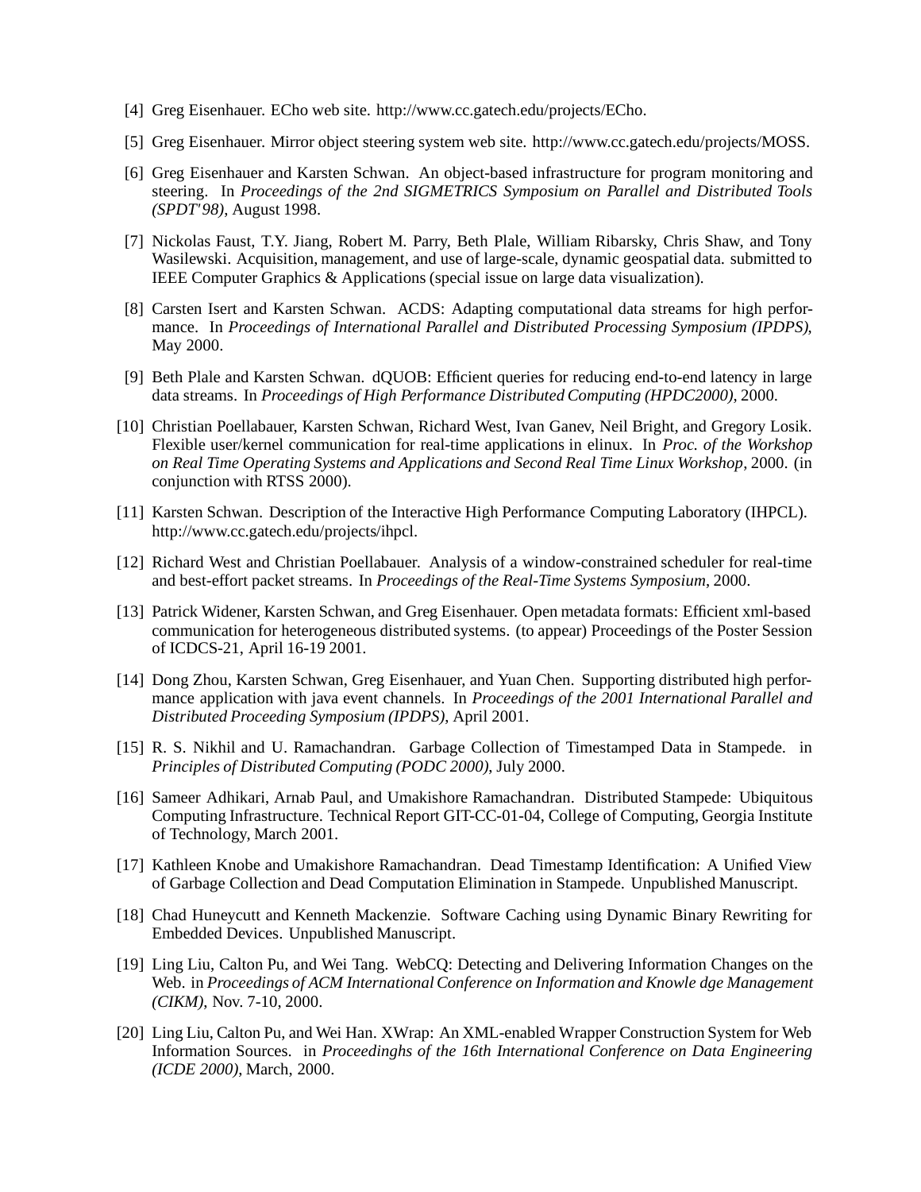[4] Greg Eisenhauer. ECho web site. http://www.cc.gatech.edu/projects/ECho.

[5] Greg Eisenhauer. Mirror object steering system web site. http://www.cc.gatech.edu/projects/MOSS.

[6] Greg Eisenhauer and Karsten Schwan. An object-based infrastructure for program monitoring and steering. In *Proceedings of the 2nd SIGMETRICS Symposium on Parallel and Distributed Tools (SPDT'98)*, August 1998.

[7] Nickolas Faust, T.Y. Jiang, Robert M. Parry, Beth Plale, William Ribarsky, Chris Shaw, and Tony Wasilewski. Acquisition, management, and use of large-scale, dynamic geospatial data. submitted to IEEE Computer Graphics & Applications (special issue on large data visualization).

[8] Carsten Isert and Karsten Schwan. ACDS: Adapting computational data streams for high performance. In *Proceedings of International Parallel and Distributed Processing Symposium (IPDPS)*, May 2000.

[9] Beth Plale and Karsten Schwan. dQUOB: Efficient queries for reducing end-to-end latency in large data streams. In *Proceedings of High Performance Distributed Computing (HPDC2000)*, 2000.

[10] Christian Poellabauer, Karsten Schwan, Richard West, Ivan Ganev, Neil Bright, and Gregory Losik. Flexible user/kernel communication for real-time applications in elinux. In *Proc. of the Workshop on Real Time Operating Systems and Applications and Second Real Time Linux Workshop*, 2000. (in conjunction with RTSS 2000).

[11] Karsten Schwan. Description of the Interactive High Performance Computing Laboratory (IHPCL). http://www.cc.gatech.edu/projects/ihpcl.

[12] Richard West and Christian Poellabauer. Analysis of a window-constrained scheduler for real-time and best-effort packet streams. In *Proceedings of the Real-Time Systems Symposium*, 2000.

[13] Patrick Widener, Karsten Schwan, and Greg Eisenhauer. Open metadata formats: Efficient xml-based communication for heterogeneous distributed systems. (to appear) Proceedings of the Poster Session of ICDCS-21, April 16-19 2001.

[14] Dong Zhou, Karsten Schwan, Greg Eisenhauer, and Yuan Chen. Supporting distributed high performance application with java event channels. In *Proceedings of the 2001 International Parallel and Distributed Proceeding Symposium (IPDPS)*, April 2001.

[15] R. S. Nikhil and U. Ramachandran. Garbage Collection of Timestamped Data in Stampede. in *Principles of Distributed Computing (PODC 2000)*, July 2000.

[16] Sameer Adhikari, Arnab Paul, and Umakishore Ramachandran. Distributed Stampede: Ubiquitous Computing Infrastructure. Technical Report GIT-CC-01-04, College of Computing, Georgia Institute of Technology, March 2001.

[17] Kathleen Knobe and Umakishore Ramachandran. Dead Timestamp Identification: A Unified View of Garbage Collection and Dead Computation Elimination in Stampede. Unpublished Manuscript.

[18] Chad Huneycutt and Kenneth Mackenzie. Software Caching using Dynamic Binary Rewriting for Embedded Devices. Unpublished Manuscript.

[19] Ling Liu, Calton Pu, and Wei Tang. WebCQ: Detecting and Delivering Information Changes on the Web. in *Proceedings of ACM International Conference on Information and Knowle dge Management (CIKM)*, Nov. 7-10, 2000.

[20] Ling Liu, Calton Pu, and Wei Han. XWrap: An XML-enabled Wrapper Construction System for Web Information Sources. in *Proceedinghs of the 16th International Conference on Data Engineering (ICDE 2000)*, March, 2000.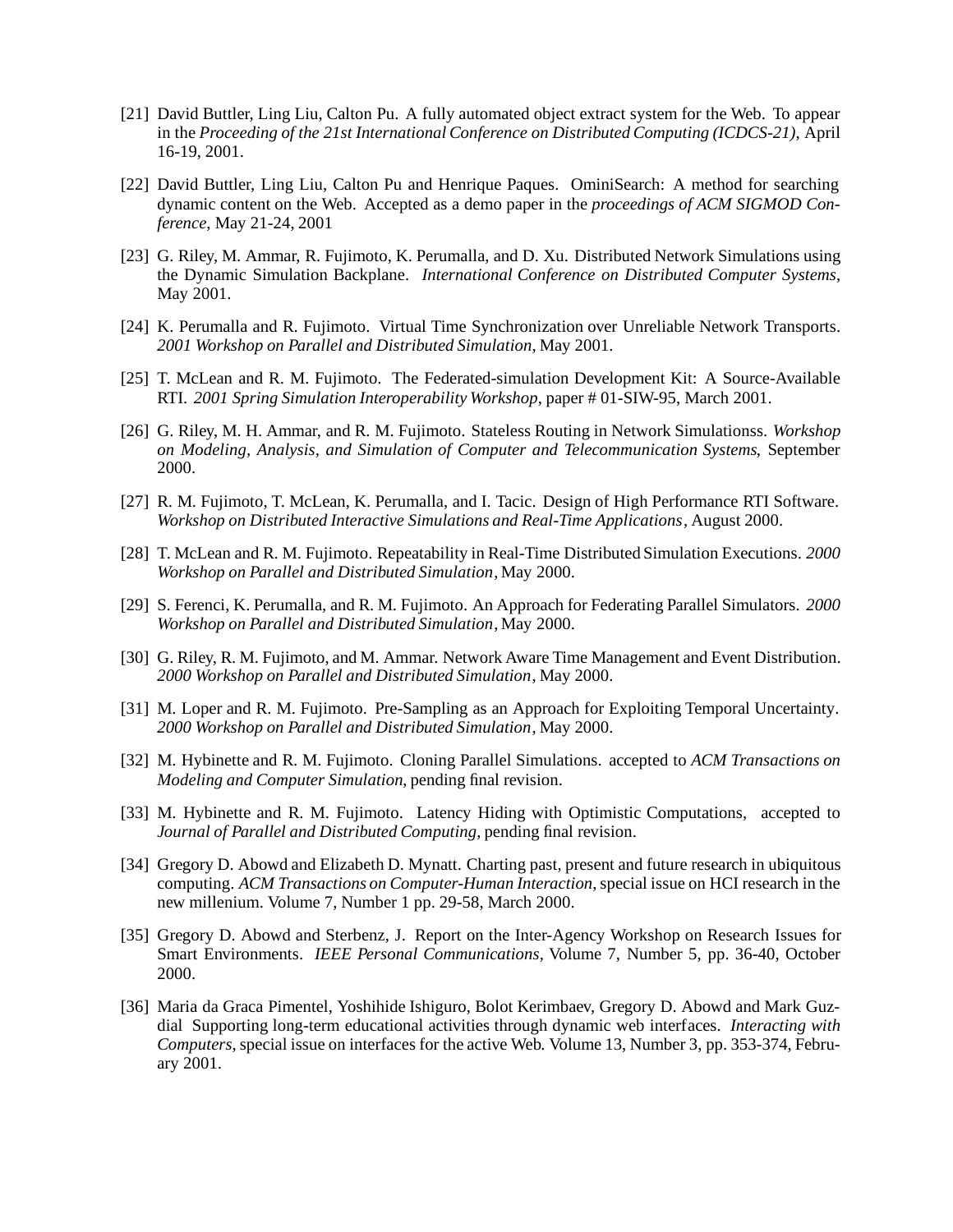[21] David Buttler, Ling Liu, Calton Pu. A fully automated object extract system for the Web. To appear in the *Proceeding of the 21st International Conference on Distributed Computing (ICDCS-21)*, April 16-19, 2001.

[22] David Buttler, Ling Liu, Calton Pu and Henrique Paques. OminiSearch: A method for searching dynamic content on the Web. Accepted as a demo paper in the *proceedings of ACM SIGMOD Conference*, May 21-24, 2001

[23] G. Riley, M. Ammar, R. Fujimoto, K. Perumalla, and D. Xu. Distributed Network Simulations using the Dynamic Simulation Backplane. *International Conference on Distributed Computer Systems*, May 2001.

[24] K. Perumalla and R. Fujimoto. Virtual Time Synchronization over Unreliable Network Transports. *2001 Workshop on Parallel and Distributed Simulation*, May 2001.

[25] T. McLean and R. M. Fujimoto. The Federated-simulation Development Kit: A Source-Available RTI. *2001 Spring Simulation Interoperability Workshop*, paper # 01-SIW-95, March 2001.

[26] G. Riley, M. H. Ammar, and R. M. Fujimoto. Stateless Routing in Network Simulationss. *Workshop on Modeling, Analysis, and Simulation of Computer and Telecommunication Systems*, September 2000.

[27] R. M. Fujimoto, T. McLean, K. Perumalla, and I. Tacic. Design of High Performance RTI Software. *Workshop on Distributed Interactive Simulations and Real-Time Applications*, August 2000.

[28] T. McLean and R. M. Fujimoto. Repeatability in Real-Time Distributed Simulation Executions. *2000 Workshop on Parallel and Distributed Simulation*, May 2000.

[29] S. Ferenci, K. Perumalla, and R. M. Fujimoto. An Approach for Federating Parallel Simulators. *2000 Workshop on Parallel and Distributed Simulation*, May 2000.

[30] G. Riley, R. M. Fujimoto, and M. Ammar. Network Aware Time Management and Event Distribution. *2000 Workshop on Parallel and Distributed Simulation*, May 2000.

[31] M. Loper and R. M. Fujimoto. Pre-Sampling as an Approach for Exploiting Temporal Uncertainty. *2000 Workshop on Parallel and Distributed Simulation*, May 2000.

[32] M. Hybinette and R. M. Fujimoto. Cloning Parallel Simulations. accepted to *ACM Transactions on Modeling and Computer Simulation*, pending final revision.

[33] M. Hybinette and R. M. Fujimoto. Latency Hiding with Optimistic Computations, accepted to *Journal of Parallel and Distributed Computing*, pending final revision.

[34] Gregory D. Abowd and Elizabeth D. Mynatt. Charting past, present and future research in ubiquitous computing. *ACM Transactions on Computer-Human Interaction*, special issue on HCI research in the new millenium. Volume 7, Number 1 pp. 29-58, March 2000.

[35] Gregory D. Abowd and Sterbenz, J. Report on the Inter-Agency Workshop on Research Issues for Smart Environments. *IEEE Personal Communications*, Volume 7, Number 5, pp. 36-40, October 2000.

[36] Maria da Graca Pimentel, Yoshihide Ishiguro, Bolot Kerimbaev, Gregory D. Abowd and Mark Guzdial Supporting long-term educational activities through dynamic web interfaces. *Interacting with Computers*, special issue on interfaces for the active Web. Volume 13, Number 3, pp. 353-374, February 2001.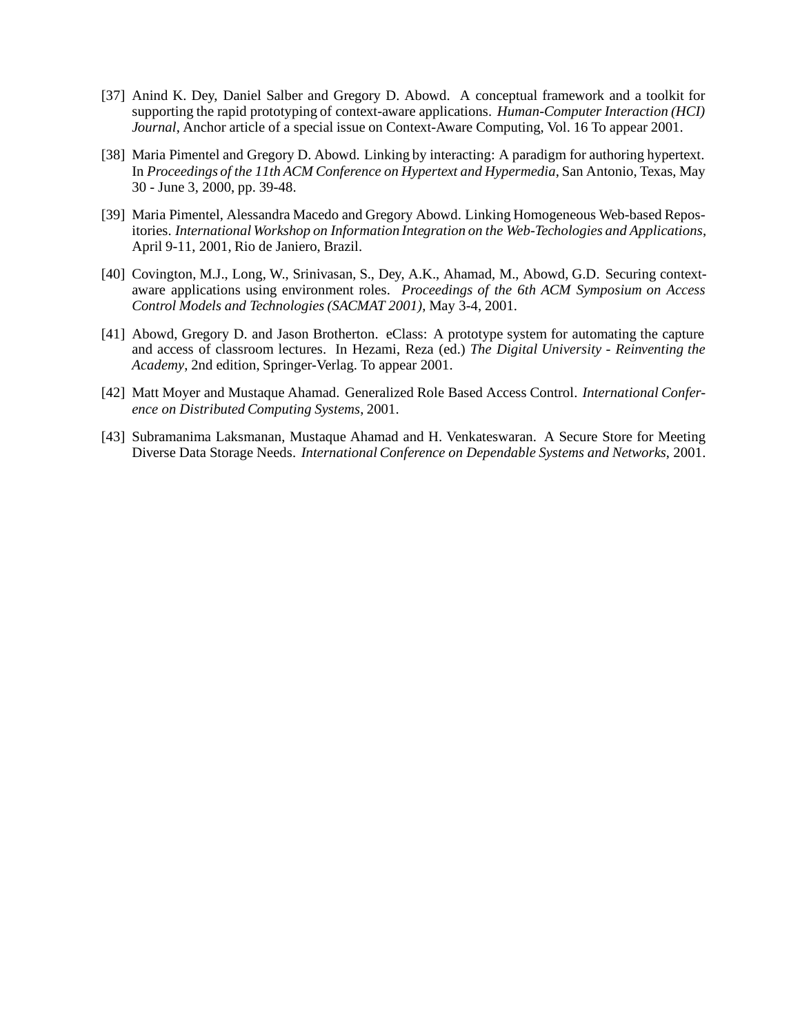[37] Anind K. Dey, Daniel Salber and Gregory D. Abowd. A conceptual framework and a toolkit for supporting the rapid prototyping of context-aware applications. *Human-Computer Interaction (HCI) Journal*, Anchor article of a special issue on Context-Aware Computing, Vol. 16 To appear 2001.

[38] Maria Pimentel and Gregory D. Abowd. Linking by interacting: A paradigm for authoring hypertext. In *Proceedings of the 11th ACM Conference on Hypertext and Hypermedia*, San Antonio, Texas, May 30 - June 3, 2000, pp. 39-48.

[39] Maria Pimentel, Alessandra Macedo and Gregory Abowd. Linking Homogeneous Web-based Repositories. *International Workshop on Information Integration on the Web-Techologies and Applications*, April 9-11, 2001, Rio de Janiero, Brazil.

[40] Covington, M.J., Long, W., Srinivasan, S., Dey, A.K., Ahamad, M., Abowd, G.D. Securing context-aware applications using environment roles. *Proceedings of the 6th ACM Symposium on Access Control Models and Technologies (SACMAT 2001)*, May 3-4, 2001.

[41] Abowd, Gregory D. and Jason Brotherton. eClass: A prototype system for automating the capture and access of classroom lectures. In Hezami, Reza (ed.) *The Digital University - Reinventing the Academy*, 2nd edition, Springer-Verlag. To appear 2001.

[42] Matt Moyer and Mustaque Ahamad. Generalized Role Based Access Control. *International Conference on Distributed Computing Systems*, 2001.

[43] Subramanima Laksmanan, Mustaque Ahamad and H. Venkateswaran. A Secure Store for Meeting Diverse Data Storage Needs. *International Conference on Dependable Systems and Networks*, 2001.